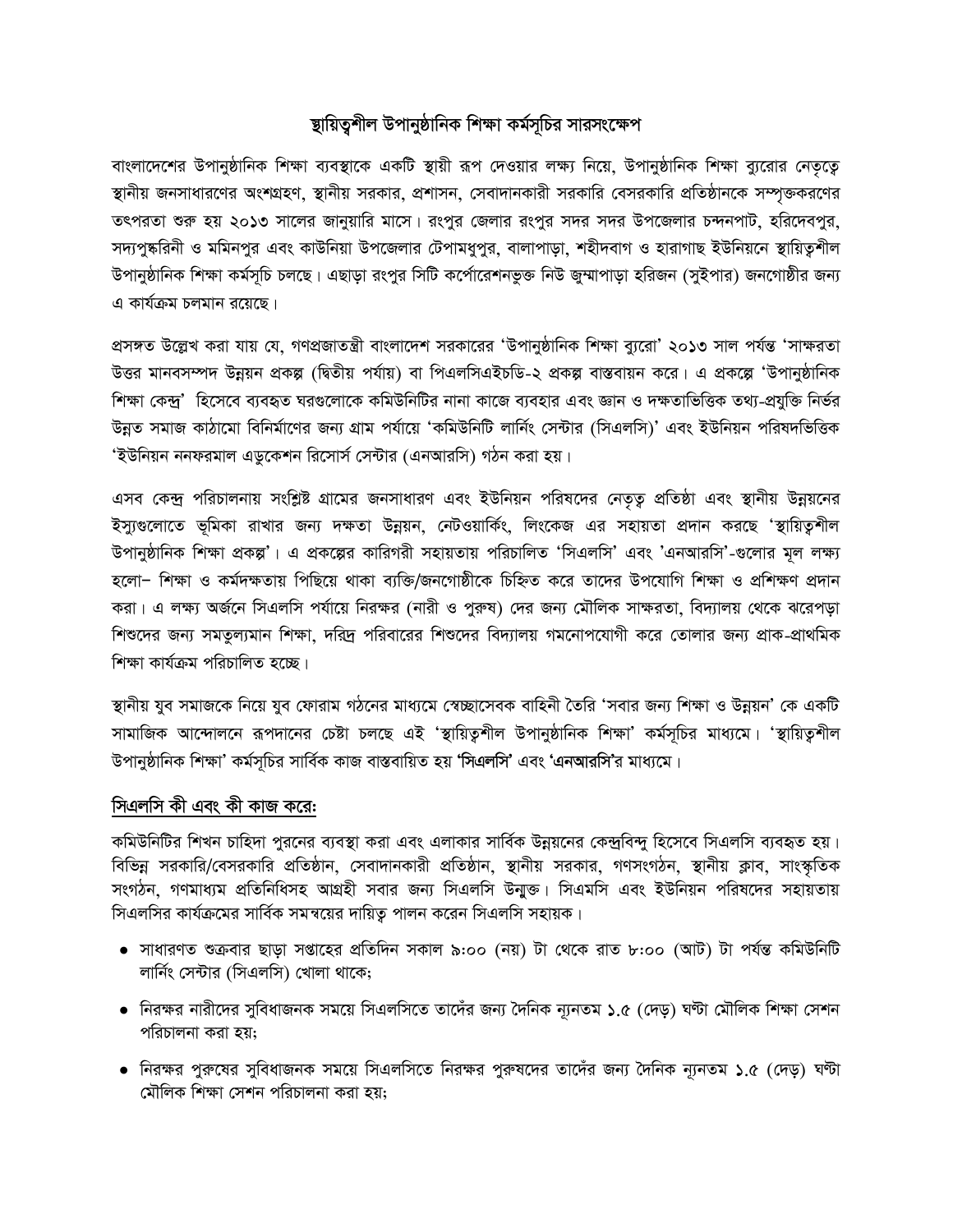# স্থায়িত্বশীল উপানুষ্ঠানিক শিক্ষা কর্মসূচির সারসংক্ষেপ

বাংলাদেশের উপানুষ্ঠানিক শিক্ষা ব্যবস্থাকে একটি স্থায়ী রূপ দেওয়ার লক্ষ্য নিয়ে, উপানুষ্ঠানিক শিক্ষা ব্যুরোর নেতৃত্বে স্থানীয় জনসাধারণের অংশগ্রহণ, স্থানীয় সরকার, প্রশাসন, সেবাদানকারী সরকারি বেসরকারি প্রতিষ্ঠানকে সম্পৃক্তকরণের তৎপরতা শুরু হয় ২০১৩ সালের জানুয়ারি মাসে। রংপুর জেলার রংপুর সদর সদর উপজেলার চন্দনপাট, হরিদেবপুর, সদ্যপুষ্করিনী ও মমিনপুর এবং কাউনিয়া উপজেলার টেপামধুপুর, বালাপাড়া, শহীদবাগ ও হারাগাছ ইউনিয়নে স্থায়িত্বশীল উপানুষ্ঠানিক শিক্ষা কর্মসূচি চলছে। এছাড়া রংপুর সিটি কর্পোরেশনভুক্ত নিউ জুম্মাপাড়া হরিজন (সুইপার) জনগোষ্ঠীর জন্য এ কার্যক্রম চলমান রয়েছে।

প্রসঙ্গত উল্লেখ করা যায় যে, গণপ্রজাতন্ত্রী বাংলাদেশ সরকারের 'উপানুষ্ঠানিক শিক্ষা ব্যুরো' ২০১৩ সাল পর্যন্ত 'সাক্ষরতা উত্তর মানবসম্পদ উন্নয়ন প্রকল্প (দ্বিতীয় পর্যায়) বা পিএলসিএইচডি-২ প্রকল্প বাস্তবায়ন করে। এ প্রকল্পে 'উপানুষ্ঠানিক শিক্ষা কেন্দ্র' হিসেবে ব্যবহৃত ঘরগুলোকে কমিউনিটির নানা কাজে ব্যবহার এবং জ্ঞান ও দক্ষতাভিত্তিক তথ্য-প্রযুক্তি নির্ভর উন্নত সমাজ কাঠামো বিনির্মাণের জন্য গ্রাম পর্যায়ে 'কমিউনিটি লার্নিং সেন্টার (সিএলসি)' এবং ইউনিয়ন পরিষদভিত্তিক 'ইউনিয়ন ননফরমাল এডুকেশন রিসোর্স সেন্টার (এনআরসি) গঠন করা হয়।

এসব কেন্দ্র পরিচালনায় সংশ্লিষ্ট গ্রামের জনসাধারণ এবং ইউনিয়ন পরিষদের নেতৃত্ব প্রতিষ্ঠা এবং স্থানীয় উন্নয়নের ইস্যুগুলোতে ভূমিকা রাখার জন্য দক্ষতা উন্নয়ন, নেটওয়ার্কিং, লিংকেজ এর সহায়তা প্রদান করছে 'স্থায়িত্বশীল উপানুষ্ঠানিক শিক্ষা প্রকল্প'। এ প্রকল্পের কারিগরী সহায়তায় পরিচালিত 'সিএলসি' এবং 'এনআরসি'-গুলোর মূল লক্ষ্য হলো– শিক্ষা ও কর্মদক্ষতায় পিছিয়ে থাকা ব্যক্তি/জনগোষ্ঠীকে চিহ্নিত করে তাদের উপযোগি শিক্ষা ও প্রশিক্ষণ প্রদান করা। এ লক্ষ্য অর্জনে সিএলসি পর্যায়ে নিরক্ষর (নারী ও পুরুষ) দের জন্য মৌলিক সাক্ষরতা, বিদ্যালয় থেকে ঝরেপড়া শিশুদের জন্য সমতুল্যমান শিক্ষা, দরিদ্র পরিবারের শিশুদের বিদ্যালয় গমনোপযোগী করে তোলার জন্য প্রাক-প্রাথমিক শিক্ষা কার্যক্রম পরিচালিত হচ্ছে।

স্থানীয় যুব সমাজকে নিয়ে যুব ফোরাম গঠনের মাধ্যমে স্বেচ্ছাসেবক বাহিনী তৈরি 'সবার জন্য শিক্ষা ও উন্নয়ন' কে একটি সামাজিক আন্দোলনে রূপদানের চেষ্টা চলছে এই 'স্থায়িত্বশীল উপানুষ্ঠানিক শিক্ষা' কর্মসূচির মাধ্যমে। 'স্থায়িত্বশীল উপানুষ্ঠানিক শিক্ষা' কর্মসূচির সার্বিক কাজ বাস্তবায়িত হয় **'সিএলসি'** এবং **'এনআরসি'**র মাধ্যমে।

## সিএলসি কী এবং কী কাজ করে:

কমিউনিটির শিখন চাহিদা পুরনের ব্যবস্থা করা এবং এলাকার সার্বিক উন্নয়নের কেন্দ্রবিন্দু হিসেবে সিএলসি ব্যবহৃত হয়। বিভিন্ন সরকারি/বেসরকারি প্রতিষ্ঠান, সেবাদানকারী প্রতিষ্ঠান, স্থানীয় সরকার, গণসংগঠন, স্থানীয় ক্লাব, সাংস্কৃতিক সংগঠন, গণমাধ্যম প্রতিনিধিসহ আগ্রহী সবার জন্য সিএলসি উন্মুক্ত। সিএমসি এবং ইউনিয়ন পরিষদের সহায়তায় সিএলসির কার্যক্রমের সার্বিক সমন্বয়ের দায়িত্ব পালন করেন সিএলসি সহায়ক।

- সাধারণত শুক্রবার ছাড়া সপ্তাহের প্রতিদিন সকাল ৯:০০ (নয়) টা থেকে রাত ৮:০০ (আট) টা পর্যন্ত কমিউনিটি লার্নিং সেন্টার (সিএলসি) খোলা থাকে;
- নিরক্ষর নারীদের সুবিধাজনক সময়ে সিএলসিতে তাদেঁর জন্য দৈনিক ন্যূনতম ১.৫ (দেড়) ঘণ্টা মৌলিক শিক্ষা সেশন পরিচালনা করা হয়;
- নিরক্ষর পুরুষের সুবিধাজনক সময়ে সিএলসিতে নিরক্ষর পুরুষদের তাদেঁর জন্য দৈনিক ন্যূনতম ১.৫ (দেড়) ঘণ্টা মৌলিক শিক্ষা সেশন পরিচালনা করা হয়;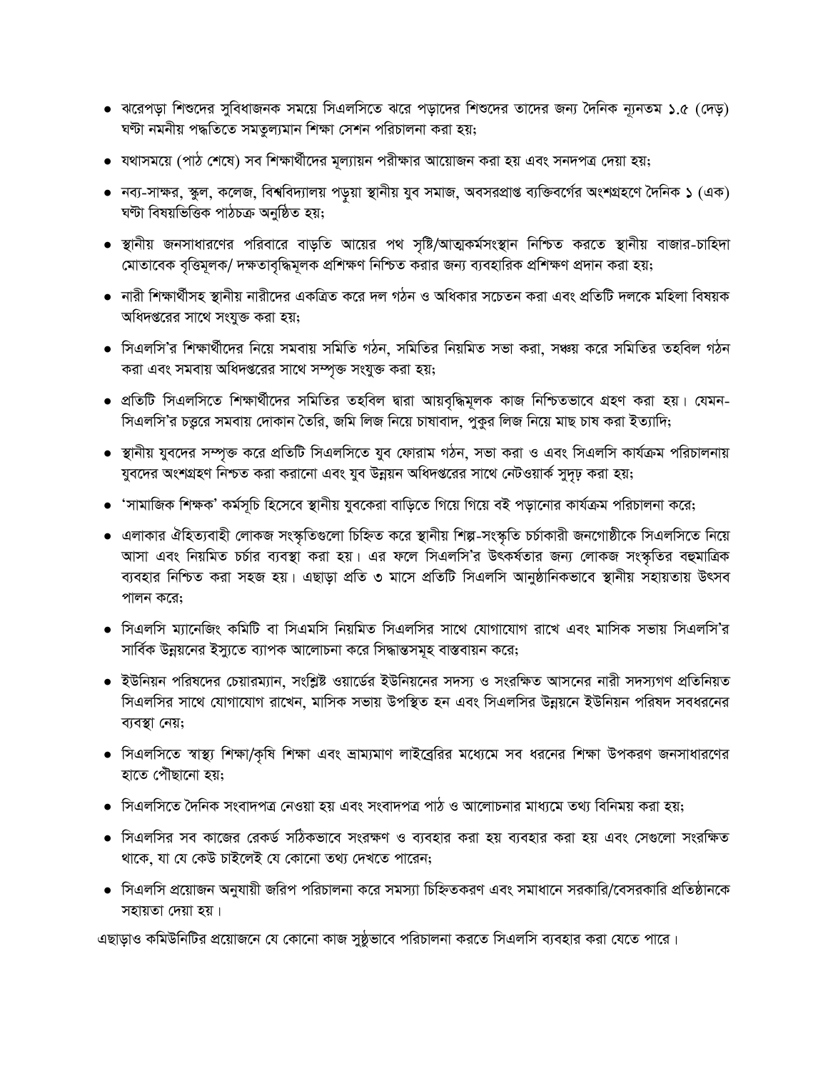- ঝরেপড়া শিশুদের সুবিধাজনক সময়ে সিএলসিতে ঝরে পড়াদের শিশুদের তাদের জন্য দৈনিক ন্যূনতম ১.৫ (দেড়) ঘণ্টা নমনীয় পদ্ধতিতে সমতুল্যমান শিক্ষা সেশন পরিচালনা করা হয়;
- যথাসময়ে (পাঠ শেষে) সব শিক্ষার্থীদের মূল্যায়ন পরীক্ষার আয়োজন করা হয় এবং সনদপত্র দেয়া হয়;
- নব্য-সাক্ষর, স্কুল, কলেজ, বিশ্ববিদ্যালয় পড়ুয়া স্থানীয় যুব সমাজ, অবসরপ্রাপ্ত ব্যক্তিবর্গের অংশগ্রহণে দৈনিক ১ (এক) ঘণ্টা বিষয়ভিত্তিক পাঠচক্র অনুষ্ঠিত হয়;
- স্থানীয় জনসাধারণের পরিবারে বাড়তি আয়ের পথ সৃষ্টি/আত্মকর্মসংস্থান নিশ্চিত করতে স্থানীয় বাজার-চাহিদা মোতাবেক বৃত্তিমূলক/ দক্ষতাবৃদ্ধিমূলক প্রশিক্ষণ নিশ্চিত করার জন্য ব্যবহারিক প্রশিক্ষণ প্রদান করা হয়;
- নারী শিক্ষার্থীসহ স্থানীয় নারীদের একত্রিত করে দল গঠন ও অধিকার সচেতন করা এবং প্রতিটি দলকে মহিলা বিষয়ক অধিদপ্তরের সাথে সংযুক্ত করা হয়;
- সিএলসি'র শিক্ষার্থীদের নিয়ে সমবায় সমিতি গঠন, সমিতির নিয়মিত সভা করা, সঞ্চয় করে সমিতির তহবিল গঠন করা এবং সমবায় অধিদপ্তরের সাথে সম্পৃক্ত সংযুক্ত করা হয়;
- প্রতিটি সিএলসিতে শিক্ষার্থীদের সমিতির তহবিল দ্বারা আয়বৃদ্ধিমূলক কাজ নিশ্চিতভাবে গ্রহণ করা হয়। যেমন- সিএলসি'র চত্বরে সমবায় দোকান তৈরি, জমি লিজ নিয়ে চাষাবাদ, পুকুর লিজ নিয়ে মাছ চাষ করা ইত্যাদি;
- স্থানীয় যুবদের সম্পৃক্ত করে প্রতিটি সিএলসিতে যুব ফোরাম গঠন, সভা করা ও এবং সিএলসি কার্যক্রম পরিচালনায় যুবদের অংশগ্রহণ নিশ্চত করা করানো এবং যুব উন্নয়ন অধিদপ্তরের সাথে নেটওয়ার্ক সুদৃঢ় করা হয়;
- 'সামাজিক শিক্ষক' কর্মসূচি হিসেবে স্থানীয় যুবকেরা বাড়িতে গিয়ে গিয়ে বই পড়ানোর কার্যক্রম পরিচালনা করে;
- এলাকার ঐতিহ্যবাহী লোকজ সংস্কৃতিগুলো চিহ্নিত করে স্থানীয় শিল্প-সংস্কৃতি চর্চাকারী জনগোষ্ঠীকে সিএলসিতে নিয়ে আসা এবং নিয়মিত চর্চার ব্যবস্থা করা হয়। এর ফলে সিএলসি'র উৎকর্ষতার জন্য লোকজ সংস্কৃতির বহুমাত্রিক ব্যবহার নিশ্চিত করা সহজ হয়। এছাড়া প্রতি ৩ মাসে প্রতিটি সিএলসি আনুষ্ঠানিকভাবে স্থানীয় সহায়তায় উৎসব পালন করে;
- সিএলসি ম্যানেজিং কমিটি বা সিএমসি নিয়মিত সিএলসির সাথে যোগাযোগ রাখে এবং মাসিক সভায় সিএলসি'র সার্বিক উন্নয়নের ইস্যুতে ব্যাপক আলোচনা করে সিদ্ধান্তসমূহ বাস্তবায়ন করে;
- ইউনিয়ন পরিষদের চেয়ারম্যান, সংশ্লিষ্ট ওয়ার্ডের ইউনিয়নের সদস্য ও সংরক্ষিত আসনের নারী সদস্যগণ প্রতিনিয়ত সিএলসির সাথে যোগাযোগ রাখেন, মাসিক সভায় উপস্থিত হন এবং সিএলসির উন্নয়নে ইউনিয়ন পরিষদ সবধরনের ব্যবস্থা নেয়;
- সিএলসিতে স্বাস্থ্য শিক্ষা/কৃষি শিক্ষা এবং ভ্রাম্যমাণ লাইব্রেরির মধ্যেমে সব ধরনের শিক্ষা উপকরণ জনসাধারণের হাতে পৌঁছানো হয়;
- সিএলসিতে দৈনিক সংবাদপত্র নেওয়া হয় এবং সংবাদপত্র পাঠ ও আলোচনার মাধ্যমে তথ্য বিনিময় করা হয়;
- সিএলসির সব কাজের রেকর্ড সঠিকভাবে সংরক্ষণ ও ব্যবহার করা হয় ব্যবহার করা হয় এবং সেগুলো সংরক্ষিত থাকে, যা যে কেউ চাইলেই যে কোনো তথ্য দেখতে পারেন;
- সিএলসি প্রয়োজন অনুযায়ী জরিপ পরিচালনা করে সমস্যা চিহ্নিতকরণ এবং সমাধানে সরকারি/বেসরকারি প্রতিষ্ঠানকে সহায়তা দেয়া হয়।

এছাড়াও কমিউনিটির প্রয়োজনে যে কোনো কাজ সুষ্ঠুভাবে পরিচালনা করতে সিএলসি ব্যবহার করা যেতে পারে।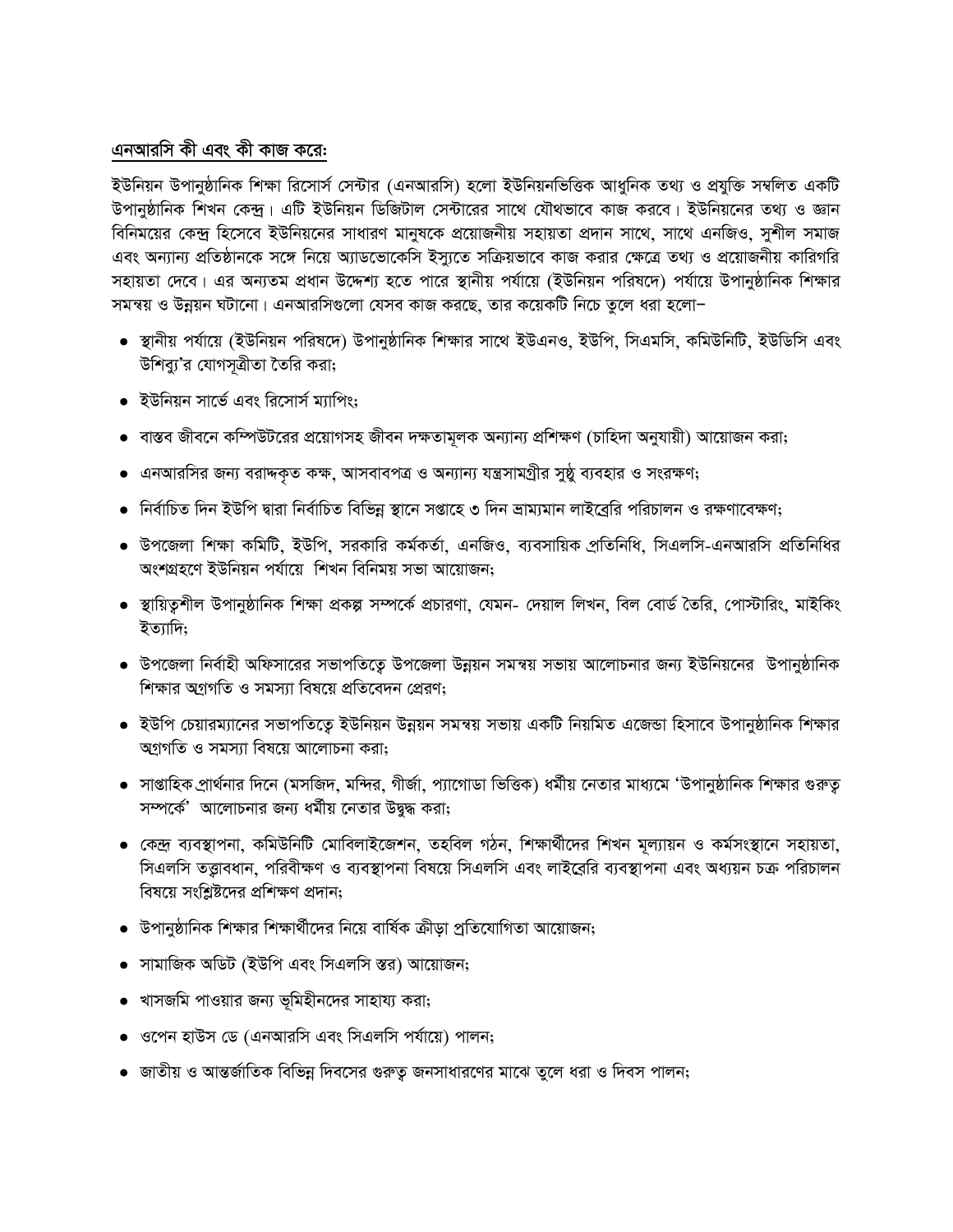## এনআরসি কী এবং কী কাজ করে:

ইউনিয়ন উপানুষ্ঠানিক শিক্ষা রিসোর্স সেন্টার (এনআরসি) হলো ইউনিয়নভিত্তিক আধুনিক তথ্য ও প্রযুক্তি সম্বলিত একটি উপানুষ্ঠানিক শিখন কেন্দ্র। এটি ইউনিয়ন ডিজিটাল সেন্টারের সাথে যৌথভাবে কাজ করবে। ইউনিয়নের তথ্য ও জ্ঞান বিনিময়ের কেন্দ্র হিসেবে ইউনিয়নের সাধারণ মানুষকে প্রয়োজনীয় সহায়তা প্রদান সাথে, সাথে এনজিও, সুশীল সমাজ এবং অন্যান্য প্রতিষ্ঠানকে সঙ্গে নিয়ে অ্যাডভোকেসি ইস্যুতে সক্রিয়ভাবে কাজ করার ক্ষেত্রে তথ্য ও প্রয়োজনীয় কারিগরি সহায়তা দেবে। এর অন্যতম প্রধান উদ্দেশ্য হতে পারে স্থানীয় পর্যায়ে (ইউনিয়ন পরিষদে) পর্যায়ে উপানুষ্ঠানিক শিক্ষার সমন্বয় ও উন্নয়ন ঘটানো। এনআরসিগুলো যেসব কাজ করছে, তার কয়েকটি নিচে তুলে ধরা হলো–

- স্থানীয় পর্যায়ে (ইউনিয়ন পরিষদে) উপানুষ্ঠানিক শিক্ষার সাথে ইউএনও, ইউপি, সিএমসি, কমিউনিটি, ইউডিসি এবং উশিব্যু'র যোগসূত্রীতা তৈরি করা;
- ইউনিয়ন সার্ভে এবং রিসোর্স ম্যাপিং;
- বাস্তব জীবনে কম্পিউটরের প্রয়োগসহ জীবন দক্ষতামূলক অন্যান্য প্রশিক্ষণ (চাহিদা অনুযায়ী) আয়োজন করা;
- এনআরসির জন্য বরাদ্দকৃত কক্ষ, আসবাবপত্র ও অন্যান্য যন্ত্রসামগ্রীর সুষ্ঠু ব্যবহার ও সংরক্ষণ;
- নির্বাচিত দিন ইউপি দ্বারা নির্বাচিত বিভিন্ন স্থানে সপ্তাহে ৩ দিন ভ্রাম্যমান লাইব্রেরি পরিচালন ও রক্ষণাবেক্ষণ;
- উপজেলা শিক্ষা কমিটি, ইউপি, সরকারি কর্মকর্তা, এনজিও, ব্যবসায়িক প্রতিনিধি, সিএলসি-এনআরসি প্রতিনিধির অংশগ্রহণে ইউনিয়ন পর্যায়ে শিখন বিনিময় সভা আয়োজন;
- স্থায়িত্বশীল উপানুষ্ঠানিক শিক্ষা প্রকল্প সম্পর্কে প্রচারণা, যেমন- দেয়াল লিখন, বিল বোর্ড তৈরি, পোস্টারিং, মাইকিং ইত্যাদি;
- উপজেলা নির্বাহী অফিসারের সভাপতিত্বে উপজেলা উন্নয়ন সমন্বয় সভায় আলোচনার জন্য ইউনিয়নের উপানুষ্ঠানিক শিক্ষার অগ্রগতি ও সমস্যা বিষয়ে প্রতিবেদন প্রেরণ;
- ইউপি চেয়ারম্যানের সভাপতিত্বে ইউনিয়ন উন্নয়ন সমন্বয় সভায় একটি নিয়মিত এজেন্ডা হিসাবে উপানুষ্ঠানিক শিক্ষার অগ্রগতি ও সমস্যা বিষয়ে আলোচনা করা;
- সাপ্তাহিক প্রার্থনার দিনে (মসজিদ, মন্দির, গীর্জা, প্যাগোডা ভিত্তিক) ধর্মীয় নেতার মাধ্যমে 'উপানুষ্ঠানিক শিক্ষার গুরুত্ব সম্পর্কে' আলোচনার জন্য ধর্মীয় নেতার উদ্বুদ্ধ করা;
- কেন্দ্র ব্যবস্থাপনা, কমিউনিটি মোবিলাইজেশন, তহবিল গঠন, শিক্ষার্থীদের শিখন মূল্যায়ন ও কর্মসংস্থানে সহায়তা, সিএলসি তত্ত্বাবধান, পরিবীক্ষণ ও ব্যবস্থাপনা বিষয়ে সিএলসি এবং লাইব্রেরি ব্যবস্থাপনা এবং অধ্যয়ন চক্র পরিচালন বিষয়ে সংশ্লিষ্টদের প্রশিক্ষণ প্রদান;
- উপানুষ্ঠানিক শিক্ষার শিক্ষার্থীদের নিয়ে বার্ষিক ক্রীড়া প্রতিযোগিতা আয়োজন;
- সামাজিক অডিট (ইউপি এবং সিএলসি স্তর) আয়োজন;
- খাসজমি পাওয়ার জন্য ভূমিহীনদের সাহায্য করা;
- ওপেন হাউস ডে (এনআরসি এবং সিএলসি পর্যায়ে) পালন;
- জাতীয় ও আন্তর্জাতিক বিভিন্ন দিবসের গুরুত্ব জনসাধারণের মাঝে তুলে ধরা ও দিবস পালন;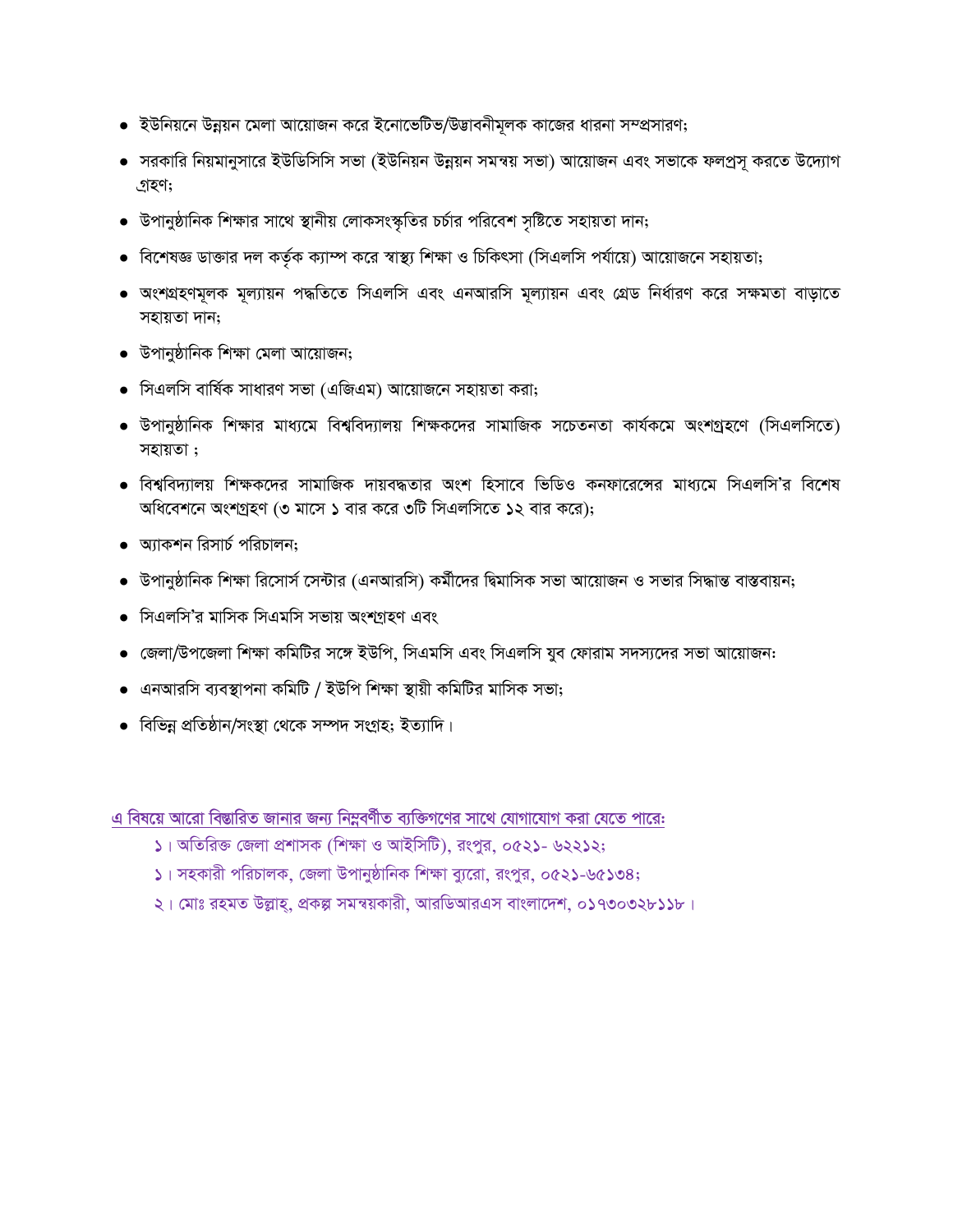- ইউনিয়নে উন্নয়ন মেলা আয়োজন করে ইনোভেটিভ/উদ্ভাবনীমূলক কাজের ধারনা সম্প্রসারণ;
- সরকারি নিয়মানুসারে ইউডিসিসি সভা (ইউনিয়ন উন্নয়ন সমন্বয় সভা) আয়োজন এবং সভাকে ফলপ্রসূ করতে উদ্যোগ গ্রহণ;
- উপানুষ্ঠানিক শিক্ষার সাথে স্থানীয় লোকসংস্কৃতির চর্চার পরিবেশ সৃষ্টিতে সহায়তা দান;
- বিশেষজ্ঞ ডাক্তার দল কর্তৃক ক্যাম্প করে স্বাস্থ্য শিক্ষা ও চিকিৎসা (সিএলসি পর্যায়ে) আয়োজনে সহায়তা;
- অংশগ্রহণমূলক মূল্যায়ন পদ্ধতিতে সিএলসি এবং এনআরসি মূল্যায়ন এবং গ্রেড নির্ধারণ করে সক্ষমতা বাড়াতে সহায়তা দান;
- উপানুষ্ঠানিক শিক্ষা মেলা আয়োজন;
- সিএলসি বার্ষিক সাধারণ সভা (এজিএম) আয়োজনে সহায়তা করা;
- উপানুষ্ঠানিক শিক্ষার মাধ্যমে বিশ্ববিদ্যালয় শিক্ষকদের সামাজিক সচেতনতা কার্যকমে অংশগ্রহণে (সিএলসিতে) সহায়তা ;
- বিশ্ববিদ্যালয় শিক্ষকদের সামাজিক দায়বদ্ধতার অংশ হিসাবে ভিডিও কনফারেন্সের মাধ্যমে সিএলসি'র বিশেষ অধিবেশনে অংশগ্রহণ (৩ মাসে ১ বার করে ৩টি সিএলসিতে ১২ বার করে);
- অ্যাকশন রিসার্চ পরিচালন;
- উপানুষ্ঠানিক শিক্ষা রিসোর্স সেন্টার (এনআরসি) কর্মীদের দ্বিমাসিক সভা আয়োজন ও সভার সিদ্ধান্ত বাস্তবায়ন;
- সিএলসি'র মাসিক সিএমসি সভায় অংশগ্রহণ এবং
- জেলা/উপজেলা শিক্ষা কমিটির সঙ্গে ইউপি, সিএমসি এবং সিএলসি যুব ফোরাম সদস্যদের সভা আয়োজন:
- এনআরসি ব্যবস্থাপনা কমিটি / ইউপি শিক্ষা স্থায়ী কমিটির মাসিক সভা;
- বিভিন্ন প্রতিষ্ঠান/সংস্থা থেকে সম্পদ সংগ্রহ; ইত্যাদি।

এ বিষয়ে আরো বিস্তারিত জানার জন্য নিম্নবর্ণীত ব্যক্তিগণের সাথে যোগাযোগ করা যেতে পারেঃ

১। অতিরিক্ত জেলা প্রশাসক (শিক্ষা ও আইসিটি), রংপুর, ০৫২১- ৬২২১২;

১। সহকারী পরিচালক, জেলা উপানুষ্ঠানিক শিক্ষা ব্যুরো, রংপুর, ০৫২১-৬৫১৩৪;

২। মোঃ রহমত উল্লাহ্‌, প্রকল্প সমন্বয়কারী, আরডিআরএস বাংলাদেশ, ০১৭৩০৩২৮১১৮।